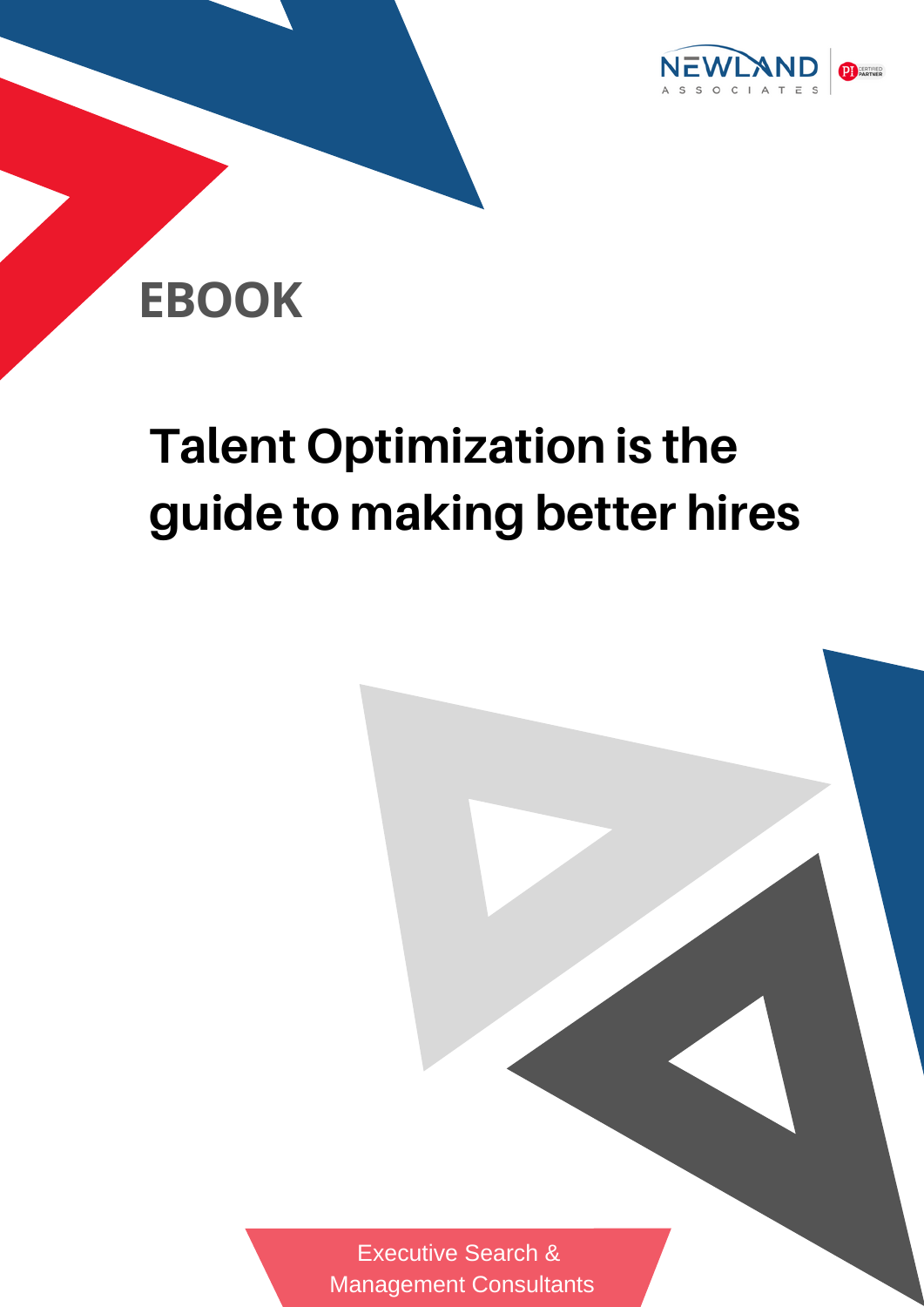NEWLAND ASSOCIATES

PI CERTIFIED PARTNER

**EBOOK**

# Talent Optimization is the guide to making better hires

Executive Search & Management Consultants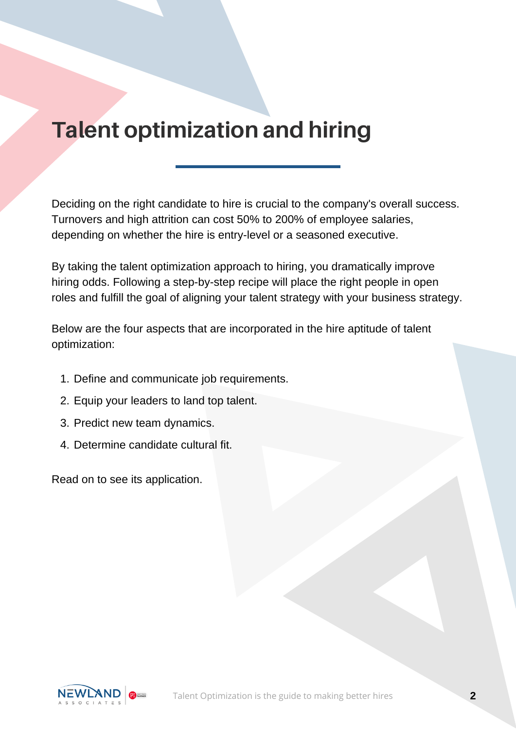# Talent optimization and hiring

Deciding on the right candidate to hire is crucial to the company's overall success. Turnovers and high attrition can cost 50% to 200% of employee salaries, depending on whether the hire is entry-level or a seasoned executive.

By taking the talent optimization approach to hiring, you dramatically improve hiring odds. Following a step-by-step recipe will place the right people in open roles and fulfill the goal of aligning your talent strategy with your business strategy.

Below are the four aspects that are incorporated in the hire aptitude of talent optimization:

1. Define and communicate job requirements.
2. Equip your leaders to land top talent.
3. Predict new team dynamics.
4. Determine candidate cultural fit.

Read on to see its application.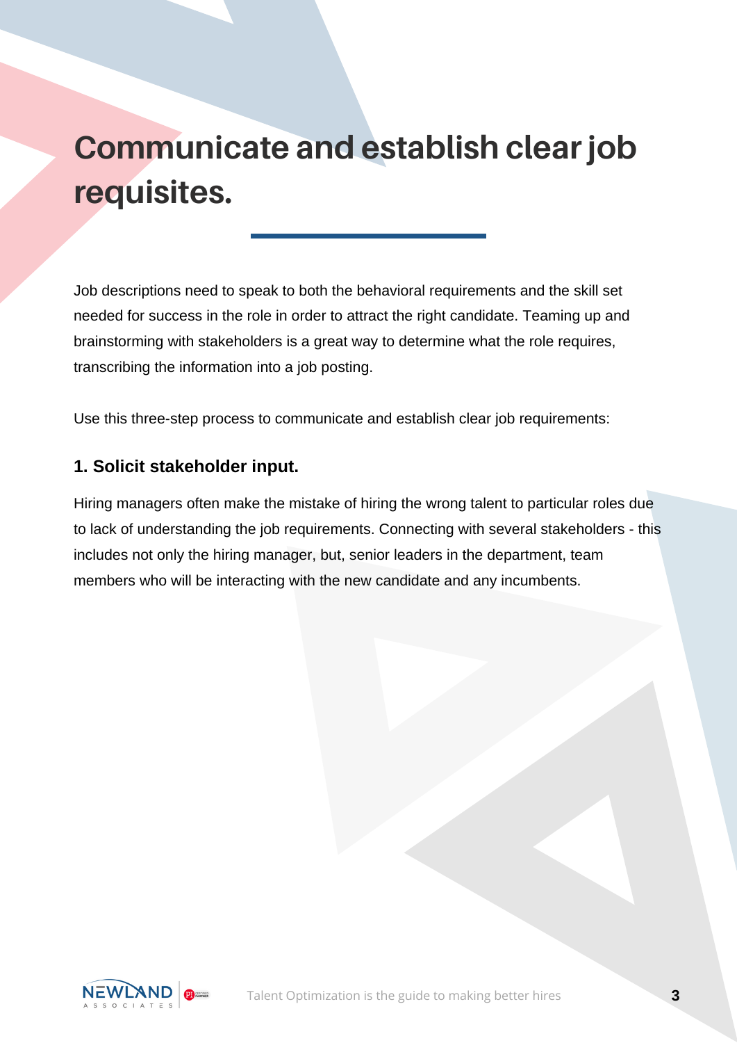# Communicate and establish clear job requisites.

Job descriptions need to speak to both the behavioral requirements and the skill set needed for success in the role in order to attract the right candidate. Teaming up and brainstorming with stakeholders is a great way to determine what the role requires, transcribing the information into a job posting.

Use this three-step process to communicate and establish clear job requirements:

### 1. Solicit stakeholder input.

Hiring managers often make the mistake of hiring the wrong talent to particular roles due to lack of understanding the job requirements. Connecting with several stakeholders - this includes not only the hiring manager, but, senior leaders in the department, team members who will be interacting with the new candidate and any incumbents.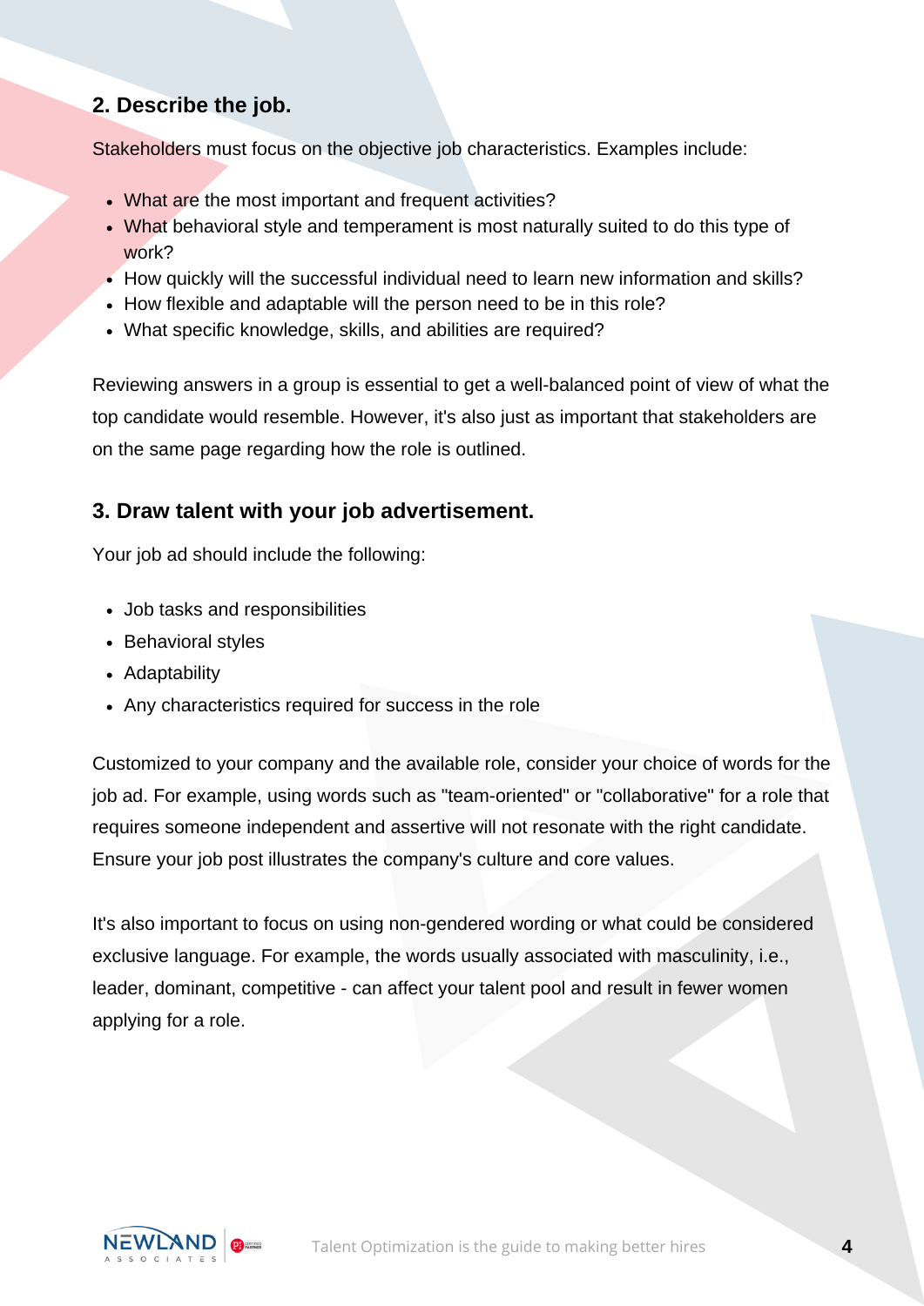## 2. Describe the job.

Stakeholders must focus on the objective job characteristics. Examples include:

- What are the most important and frequent activities?
- What behavioral style and temperament is most naturally suited to do this type of work?
- How quickly will the successful individual need to learn new information and skills?
- How flexible and adaptable will the person need to be in this role?
- What specific knowledge, skills, and abilities are required?

Reviewing answers in a group is essential to get a well-balanced point of view of what the top candidate would resemble. However, it's also just as important that stakeholders are on the same page regarding how the role is outlined.

## 3. Draw talent with your job advertisement.

Your job ad should include the following:

- Job tasks and responsibilities
- Behavioral styles
- Adaptability
- Any characteristics required for success in the role

Customized to your company and the available role, consider your choice of words for the job ad. For example, using words such as "team-oriented" or "collaborative" for a role that requires someone independent and assertive will not resonate with the right candidate. Ensure your job post illustrates the company's culture and core values.

It's also important to focus on using non-gendered wording or what could be considered exclusive language. For example, the words usually associated with masculinity, i.e., leader, dominant, competitive - can affect your talent pool and result in fewer women applying for a role.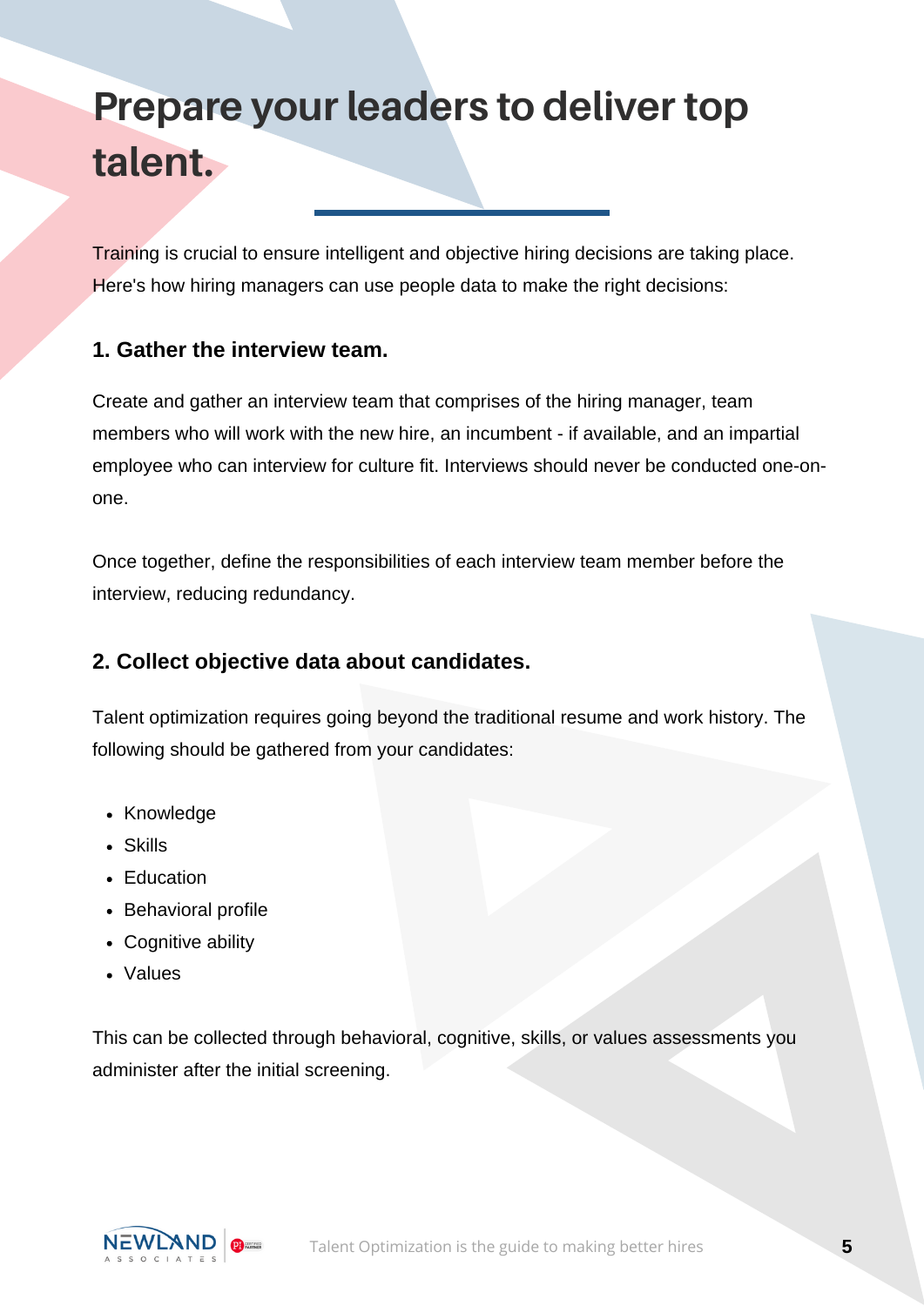# Prepare your leaders to deliver top talent.

Training is crucial to ensure intelligent and objective hiring decisions are taking place. Here's how hiring managers can use people data to make the right decisions:

### 1. Gather the interview team.

Create and gather an interview team that comprises of the hiring manager, team members who will work with the new hire, an incumbent - if available, and an impartial employee who can interview for culture fit. Interviews should never be conducted one-on-one.

Once together, define the responsibilities of each interview team member before the interview, reducing redundancy.

### 2. Collect objective data about candidates.

Talent optimization requires going beyond the traditional resume and work history. The following should be gathered from your candidates:

- Knowledge
- Skills
- Education
- Behavioral profile
- Cognitive ability
- Values

This can be collected through behavioral, cognitive, skills, or values assessments you administer after the initial screening.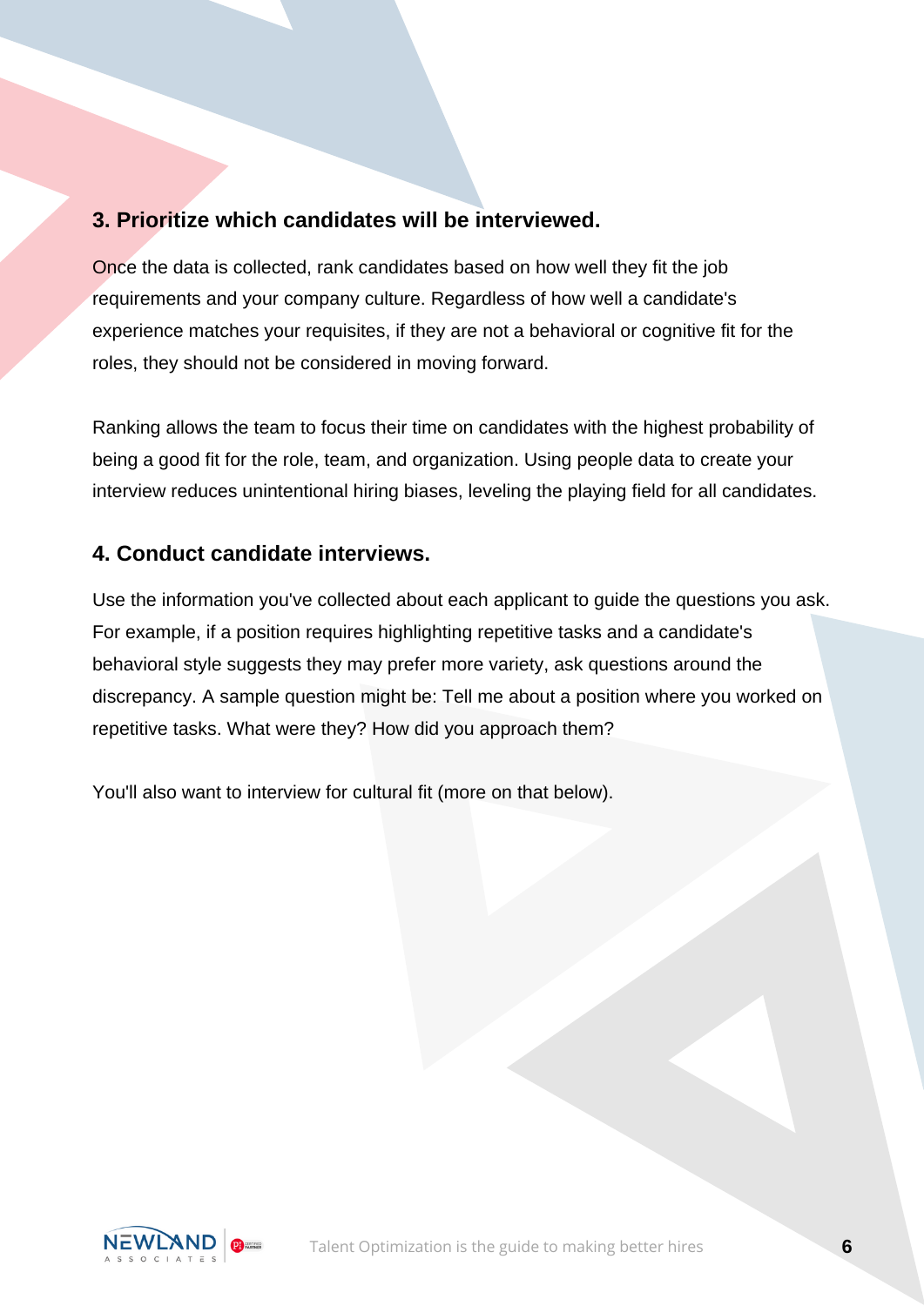### 3. Prioritize which candidates will be interviewed.

Once the data is collected, rank candidates based on how well they fit the job requirements and your company culture. Regardless of how well a candidate's experience matches your requisites, if they are not a behavioral or cognitive fit for the roles, they should not be considered in moving forward.

Ranking allows the team to focus their time on candidates with the highest probability of being a good fit for the role, team, and organization. Using people data to create your interview reduces unintentional hiring biases, leveling the playing field for all candidates.

### 4. Conduct candidate interviews.

Use the information you've collected about each applicant to guide the questions you ask. For example, if a position requires highlighting repetitive tasks and a candidate's behavioral style suggests they may prefer more variety, ask questions around the discrepancy. A sample question might be: Tell me about a position where you worked on repetitive tasks. What were they? How did you approach them?

You'll also want to interview for cultural fit (more on that below).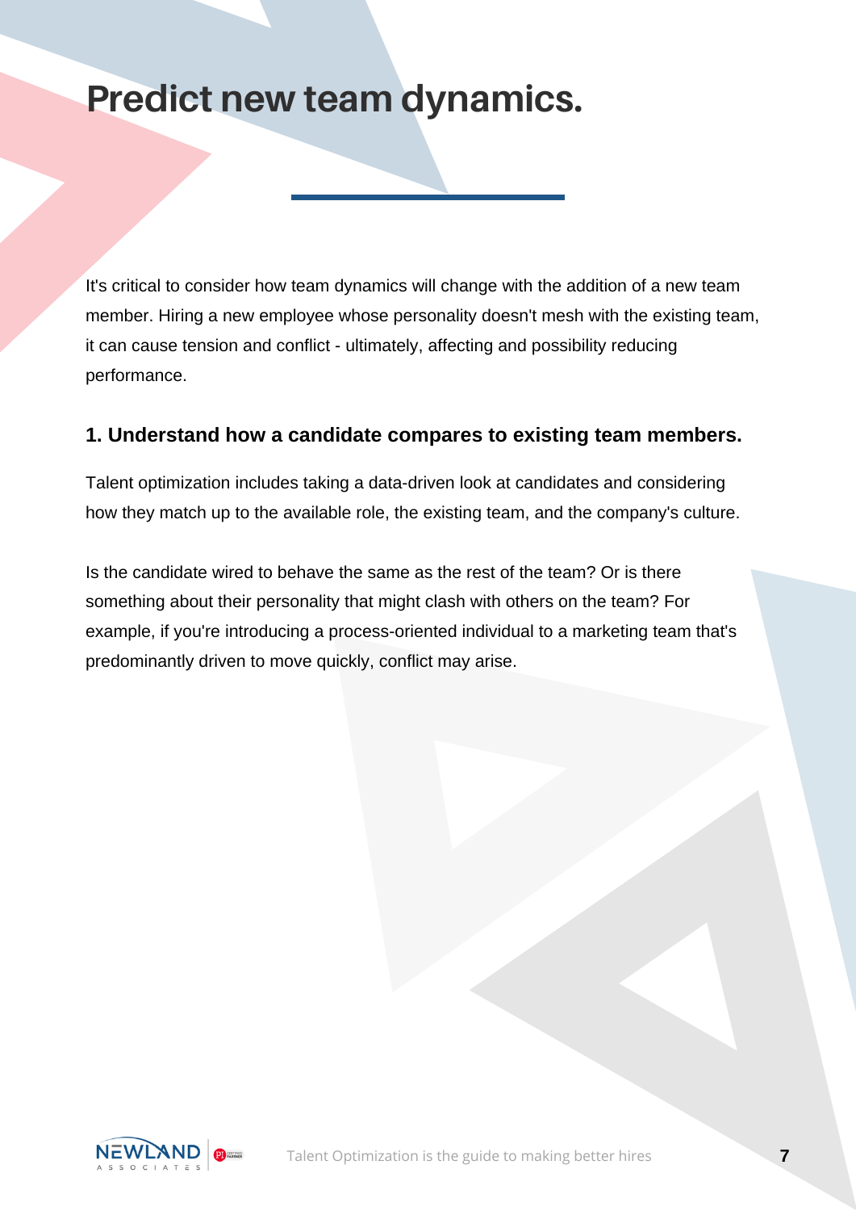# Predict new team dynamics.

It's critical to consider how team dynamics will change with the addition of a new team member. Hiring a new employee whose personality doesn't mesh with the existing team, it can cause tension and conflict - ultimately, affecting and possibility reducing performance.

### 1. Understand how a candidate compares to existing team members.

Talent optimization includes taking a data-driven look at candidates and considering how they match up to the available role, the existing team, and the company's culture.

Is the candidate wired to behave the same as the rest of the team? Or is there something about their personality that might clash with others on the team? For example, if you're introducing a process-oriented individual to a marketing team that's predominantly driven to move quickly, conflict may arise.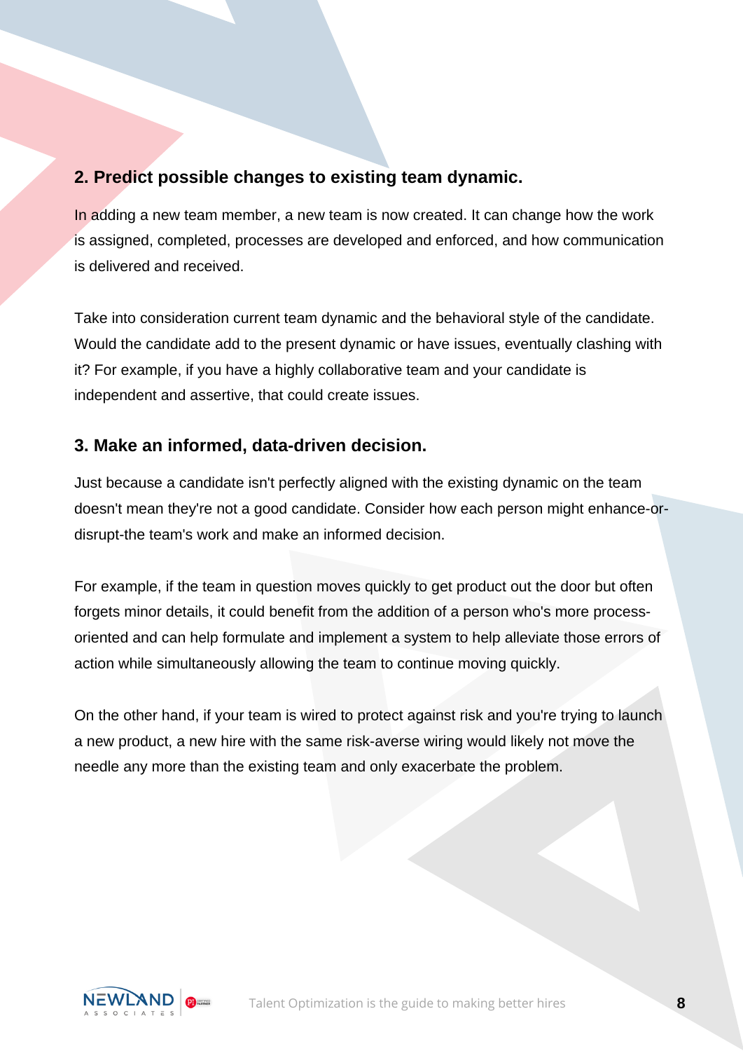## 2. Predict possible changes to existing team dynamic.

In adding a new team member, a new team is now created. It can change how the work is assigned, completed, processes are developed and enforced, and how communication is delivered and received.

Take into consideration current team dynamic and the behavioral style of the candidate. Would the candidate add to the present dynamic or have issues, eventually clashing with it? For example, if you have a highly collaborative team and your candidate is independent and assertive, that could create issues.

## 3. Make an informed, data-driven decision.

Just because a candidate isn't perfectly aligned with the existing dynamic on the team doesn't mean they're not a good candidate. Consider how each person might enhance-or-disrupt-the team's work and make an informed decision.

For example, if the team in question moves quickly to get product out the door but often forgets minor details, it could benefit from the addition of a person who's more process-oriented and can help formulate and implement a system to help alleviate those errors of action while simultaneously allowing the team to continue moving quickly.

On the other hand, if your team is wired to protect against risk and you're trying to launch a new product, a new hire with the same risk-averse wiring would likely not move the needle any more than the existing team and only exacerbate the problem.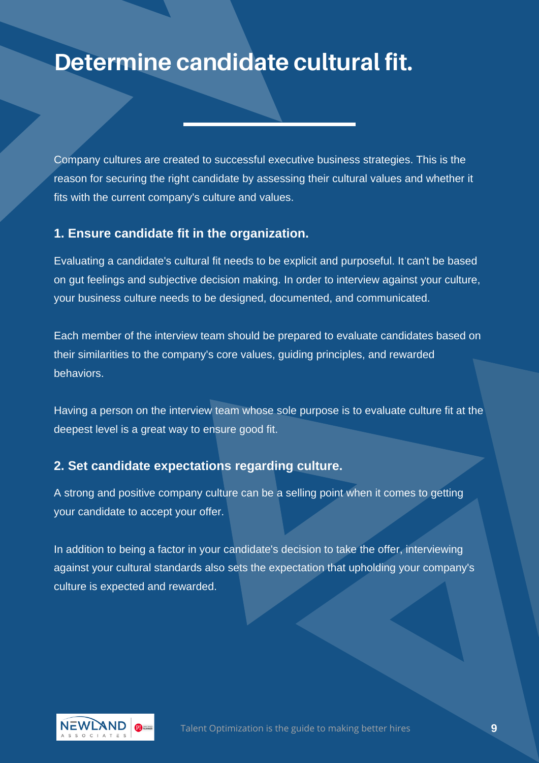# Determine candidate cultural fit.

Company cultures are created to successful executive business strategies. This is the reason for securing the right candidate by assessing their cultural values and whether it fits with the current company's culture and values.

### 1. Ensure candidate fit in the organization.

Evaluating a candidate's cultural fit needs to be explicit and purposeful. It can't be based on gut feelings and subjective decision making. In order to interview against your culture, your business culture needs to be designed, documented, and communicated.

Each member of the interview team should be prepared to evaluate candidates based on their similarities to the company's core values, guiding principles, and rewarded behaviors.

Having a person on the interview team whose sole purpose is to evaluate culture fit at the deepest level is a great way to ensure good fit.

### 2. Set candidate expectations regarding culture.

A strong and positive company culture can be a selling point when it comes to getting your candidate to accept your offer.

In addition to being a factor in your candidate's decision to take the offer, interviewing against your cultural standards also sets the expectation that upholding your company's culture is expected and rewarded.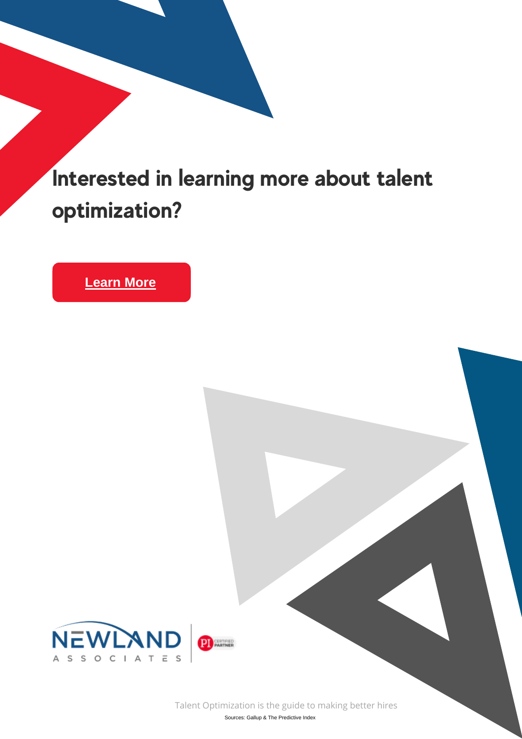# Interested in learning more about talent optimization?

**Learn More**

NEWLAND ASSOCIATES | PI CERTIFIED PARTNER

Talent Optimization is the guide to making better hires

Sources: Gallup & The Predictive Index